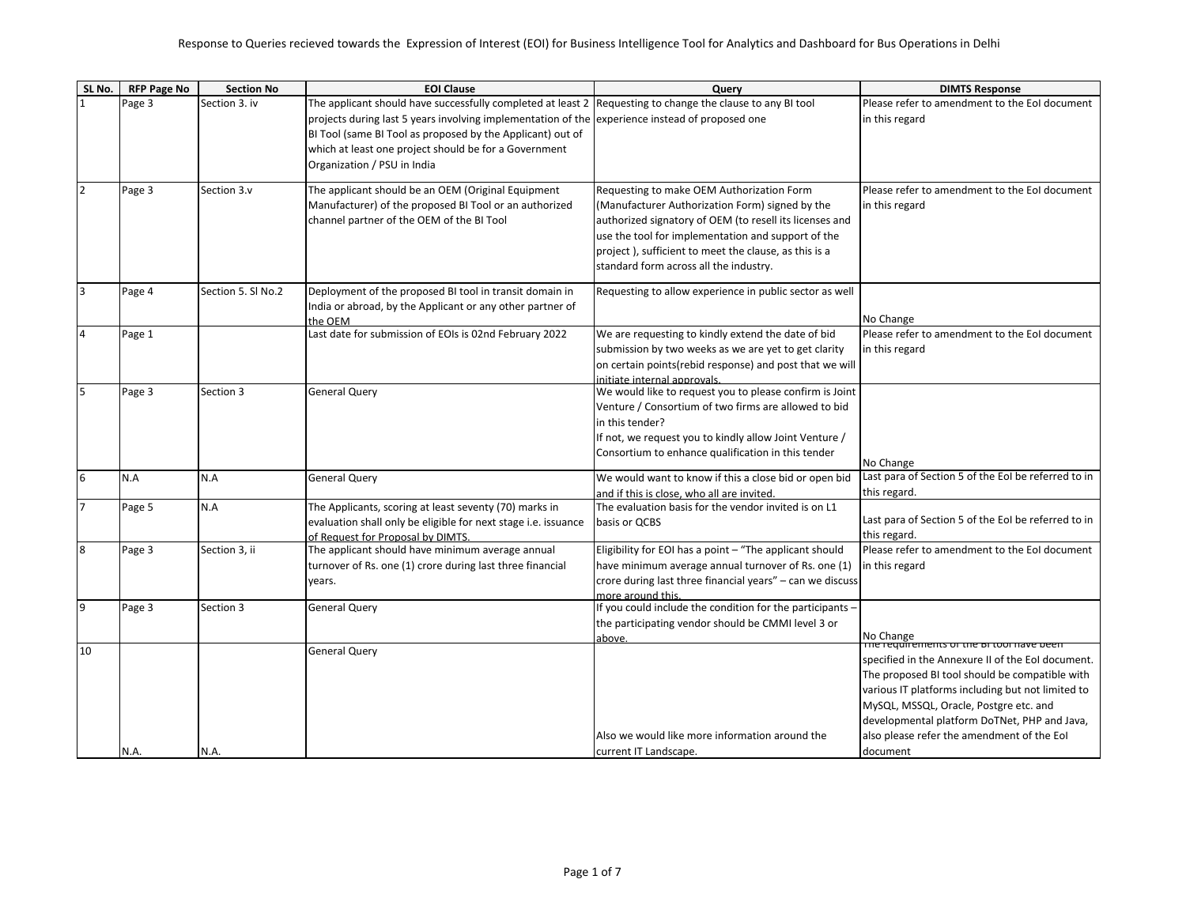Response to Queries recieved towards the Expression of Interest (EOI) for Business Intelligence Tool for Analytics and Dashboard for Bus Operations in Delhi

| SL No. | RFP Page No | Section No | EOI Clause | Query | DIMTS Response |
|---|---|---|---|---|---|
| 1 | Page 3 | Section 3. iv | The applicant should have successfully completed at least 2 projects during last 5 years involving implementation of the BI Tool (same BI Tool as proposed by the Applicant) out of which at least one project should be for a Government Organization / PSU in India | Requesting to change the clause to any BI tool experience instead of proposed one | Please refer to amendment to the EoI document in this regard |
| 2 | Page 3 | Section 3.v | The applicant should be an OEM (Original Equipment Manufacturer) of the proposed BI Tool or an authorized channel partner of the OEM of the BI Tool | Requesting to make OEM Authorization Form (Manufacturer Authorization Form) signed by the authorized signatory of OEM (to resell its licenses and use the tool for implementation and support of the project ), sufficient to meet the clause, as this is a standard form across all the industry. | Please refer to amendment to the EoI document in this regard |
| 3 | Page 4 | Section 5. Sl No.2 | Deployment of the proposed BI tool in transit domain in India or abroad, by the Applicant or any other partner of the OEM | Requesting to allow experience in public sector as well | No Change |
| 4 | Page 1 | | Last date for submission of EOIs is 02nd February 2022 | We are requesting to kindly extend the date of bid submission by two weeks as we are yet to get clarity on certain points(rebid response) and post that we will initiate internal approvals. | Please refer to amendment to the EoI document in this regard |
| 5 | Page 3 | Section 3 | General Query | We would like to request you to please confirm is Joint Venture / Consortium of two firms are allowed to bid in this tender?<br>If not, we request you to kindly allow Joint Venture / Consortium to enhance qualification in this tender | No Change |
| 6 | N.A | N.A | General Query | We would want to know if this a close bid or open bid and if this is close, who all are invited. | Last para of Section 5 of the EoI be referred to in this regard. |
| 7 | Page 5 | N.A | The Applicants, scoring at least seventy (70) marks in evaluation shall only be eligible for next stage i.e. issuance of Request for Proposal by DIMTS. | The evaluation basis for the vendor invited is on L1 basis or QCBS | Last para of Section 5 of the EoI be referred to in this regard. |
| 8 | Page 3 | Section 3, ii | The applicant should have minimum average annual turnover of Rs. one (1) crore during last three financial years. | Eligibility for EOI has a point – "The applicant should have minimum average annual turnover of Rs. one (1) crore during last three financial years" – can we discuss more around this. | Please refer to amendment to the EoI document in this regard |
| 9 | Page 3 | Section 3 | General Query | If you could include the condition for the participants – the participating vendor should be CMMI level 3 or above. | No Change |
| 10 | N.A. | N.A. | General Query | Also we would like more information around the current IT Landscape. | The requirements of the BI tool have been specified in the Annexure II of the EoI document. The proposed BI tool should be compatible with various IT platforms including but not limited to MySQL, MSSQL, Oracle, Postgre etc. and developmental platform DoTNet, PHP and Java, also please refer the amendment of the EoI document |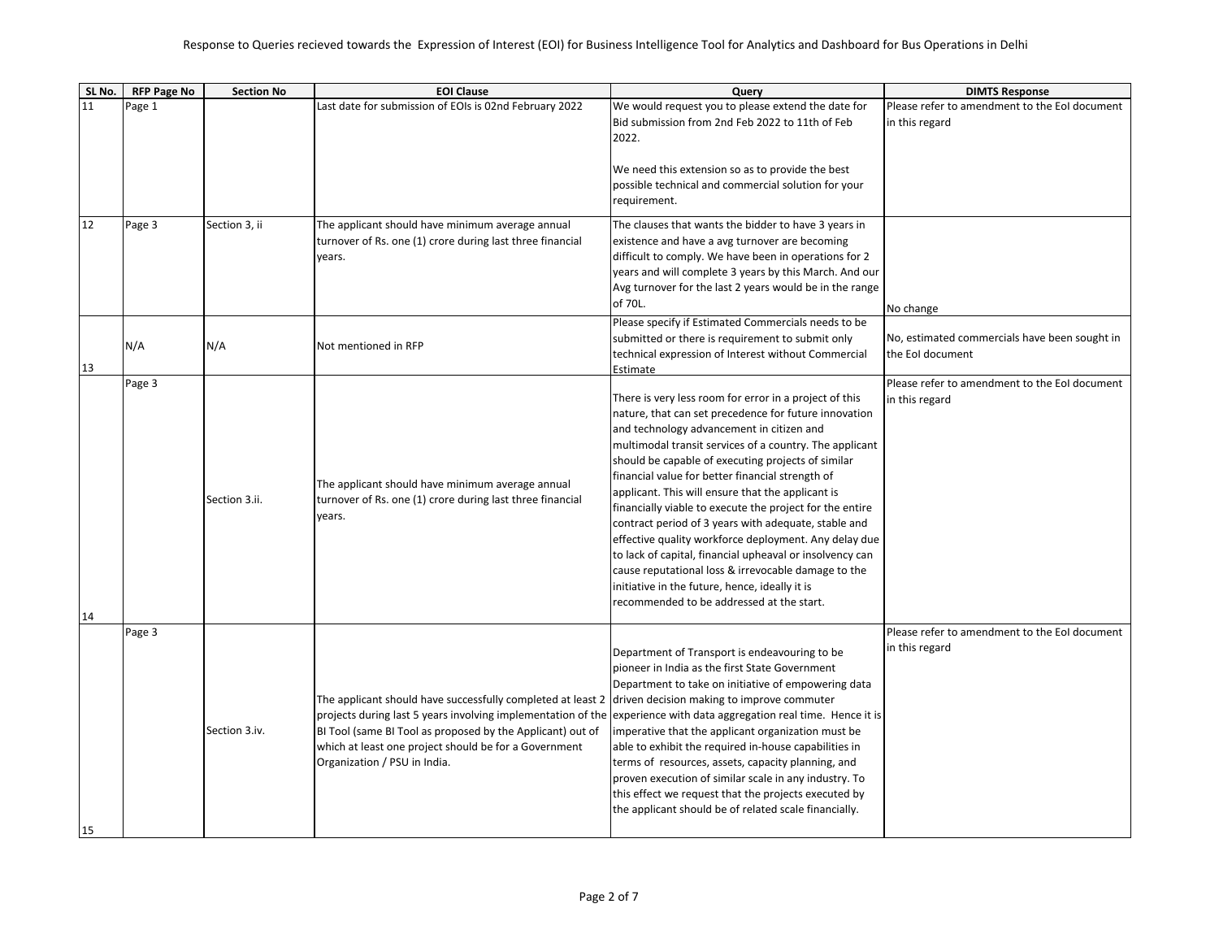Response to Queries recieved towards the Expression of Interest (EOI) for Business Intelligence Tool for Analytics and Dashboard for Bus Operations in Delhi

| SL No. | RFP Page No | Section No | EOI Clause | Query | DIMTS Response |
|---|---|---|---|---|---|
| 11 | Page 1 | | Last date for submission of EOIs is 02nd February 2022 | We would request you to please extend the date for Bid submission from 2nd Feb 2022 to 11th of Feb 2022.<br><br>We need this extension so as to provide the best possible technical and commercial solution for your requirement. | Please refer to amendment to the EoI document in this regard |
| 12 | Page 3 | Section 3, ii | The applicant should have minimum average annual turnover of Rs. one (1) crore during last three financial years. | The clauses that wants the bidder to have 3 years in existence and have a avg turnover are becoming difficult to comply. We have been in operations for 2 years and will complete 3 years by this March. And our Avg turnover for the last 2 years would be in the range of 70L. | No change |
| 13 | N/A | N/A | Not mentioned in RFP | Please specify if Estimated Commercials needs to be submitted or there is requirement to submit only technical expression of Interest without Commercial Estimate | No, estimated commercials have been sought in the EoI document |
| 14 | Page 3 | Section 3.ii. | The applicant should have minimum average annual turnover of Rs. one (1) crore during last three financial years. | There is very less room for error in a project of this nature, that can set precedence for future innovation and technology advancement in citizen and multimodal transit services of a country. The applicant should be capable of executing projects of similar financial value for better financial strength of applicant. This will ensure that the applicant is financially viable to execute the project for the entire contract period of 3 years with adequate, stable and effective quality workforce deployment. Any delay due to lack of capital, financial upheaval or insolvency can cause reputational loss & irrevocable damage to the initiative in the future, hence, ideally it is recommended to be addressed at the start. | Please refer to amendment to the EoI document in this regard |
| 15 | Page 3 | Section 3.iv. | The applicant should have successfully completed at least 2 projects during last 5 years involving implementation of the BI Tool (same BI Tool as proposed by the Applicant) out of which at least one project should be for a Government Organization / PSU in India. | Department of Transport is endeavouring to be pioneer in India as the first State Government Department to take on initiative of empowering data driven decision making to improve commuter experience with data aggregation real time. Hence it is imperative that the applicant organization must be able to exhibit the required in-house capabilities in terms of resources, assets, capacity planning, and proven execution of similar scale in any industry. To this effect we request that the projects executed by the applicant should be of related scale financially. | Please refer to amendment to the EoI document in this regard |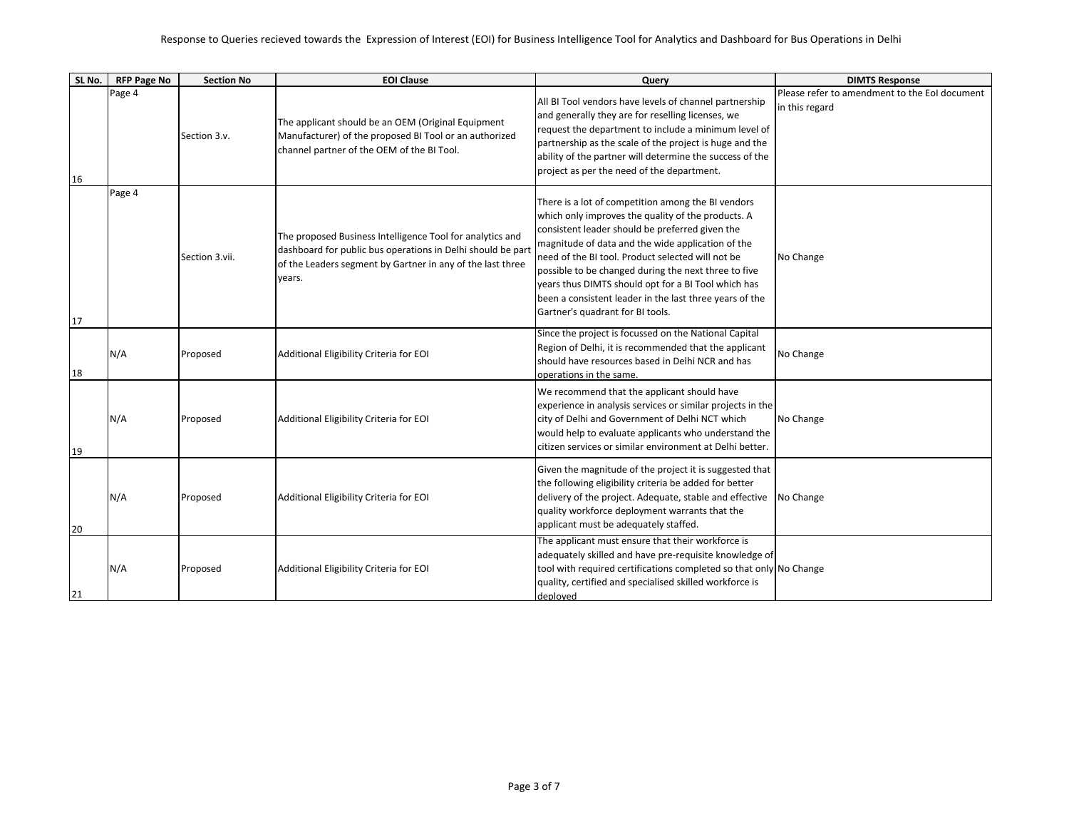Response to Queries recieved towards the Expression of Interest (EOI) for Business Intelligence Tool for Analytics and Dashboard for Bus Operations in Delhi

| SL No. | RFP Page No | Section No | EOI Clause | Query | DIMTS Response |
|---|---|---|---|---|---|
| 16 | Page 4 | Section 3.v. | The applicant should be an OEM (Original Equipment Manufacturer) of the proposed BI Tool or an authorized channel partner of the OEM of the BI Tool. | All BI Tool vendors have levels of channel partnership and generally they are for reselling licenses, we request the department to include a minimum level of partnership as the scale of the project is huge and the ability of the partner will determine the success of the project as per the need of the department. | Please refer to amendment to the EoI document in this regard |
| 17 | Page 4 | Section 3.vii. | The proposed Business Intelligence Tool for analytics and dashboard for public bus operations in Delhi should be part of the Leaders segment by Gartner in any of the last three years. | There is a lot of competition among the BI vendors which only improves the quality of the products. A consistent leader should be preferred given the magnitude of data and the wide application of the need of the BI tool. Product selected will not be possible to be changed during the next three to five years thus DIMTS should opt for a BI Tool which has been a consistent leader in the last three years of the Gartner's quadrant for BI tools. | No Change |
| 18 | N/A | Proposed | Additional Eligibility Criteria for EOI | Since the project is focussed on the National Capital Region of Delhi, it is recommended that the applicant should have resources based in Delhi NCR and has operations in the same. | No Change |
| 19 | N/A | Proposed | Additional Eligibility Criteria for EOI | We recommend that the applicant should have experience in analysis services or similar projects in the city of Delhi and Government of Delhi NCT which would help to evaluate applicants who understand the citizen services or similar environment at Delhi better. | No Change |
| 20 | N/A | Proposed | Additional Eligibility Criteria for EOI | Given the magnitude of the project it is suggested that the following eligibility criteria be added for better delivery of the project. Adequate, stable and effective quality workforce deployment warrants that the applicant must be adequately staffed. | No Change |
| 21 | N/A | Proposed | Additional Eligibility Criteria for EOI | The applicant must ensure that their workforce is adequately skilled and have pre-requisite knowledge of tool with required certifications completed so that only quality, certified and specialised skilled workforce is deployed | No Change |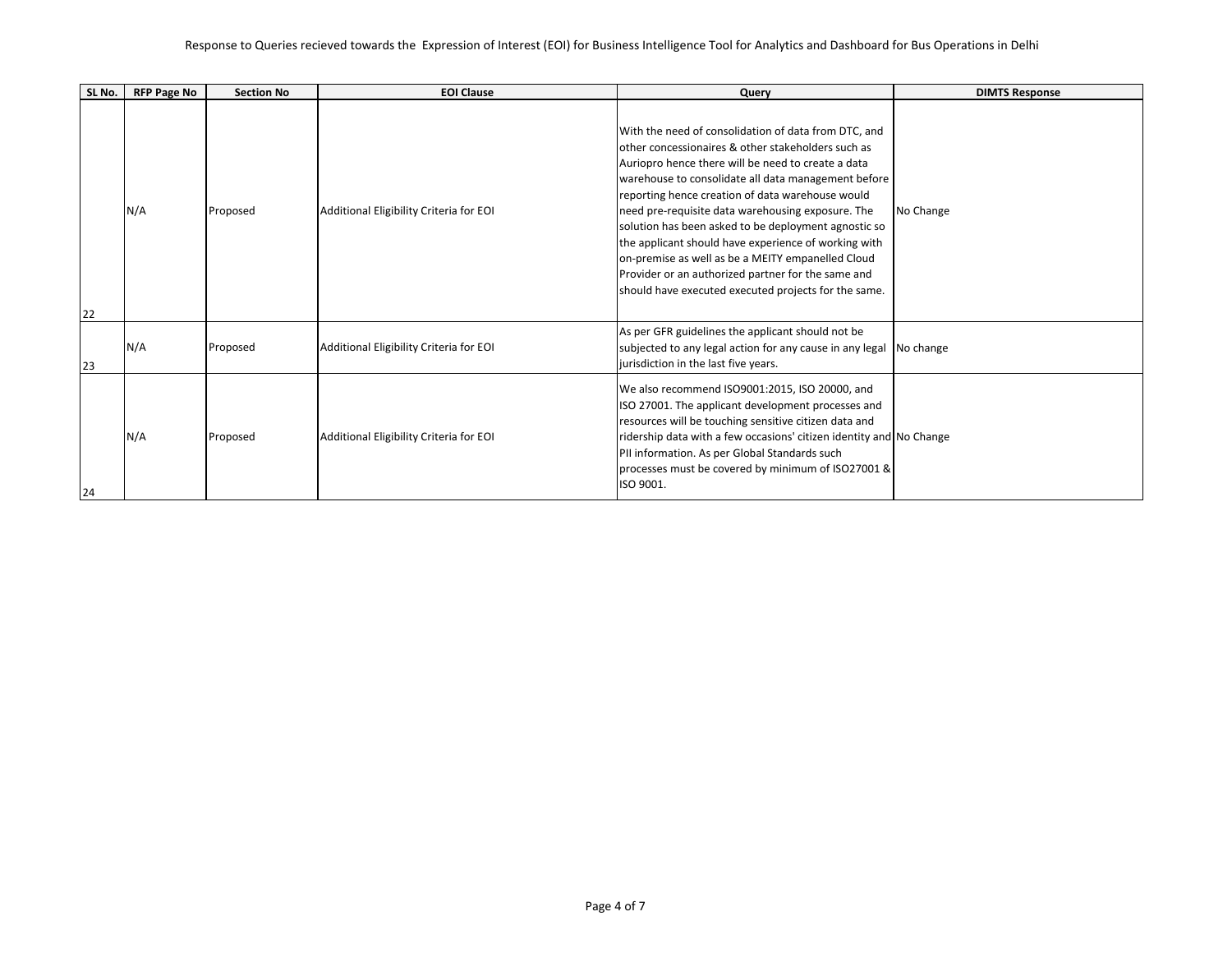Response to Queries recieved towards the Expression of Interest (EOI) for Business Intelligence Tool for Analytics and Dashboard for Bus Operations in Delhi

| SL No. | RFP Page No | Section No | EOI Clause | Query | DIMTS Response |
|---|---|---|---|---|---|
| 22 | N/A | Proposed | Additional Eligibility Criteria for EOI | With the need of consolidation of data from DTC, and other concessionaires & other stakeholders such as Auriopro hence there will be need to create a data warehouse to consolidate all data management before reporting hence creation of data warehouse would need pre-requisite data warehousing exposure. The solution has been asked to be deployment agnostic so the applicant should have experience of working with on-premise as well as be a MEITY empanelled Cloud Provider or an authorized partner for the same and should have executed executed projects for the same. | No Change |
| 23 | N/A | Proposed | Additional Eligibility Criteria for EOI | As per GFR guidelines the applicant should not be subjected to any legal action for any cause in any legal jurisdiction in the last five years. | No change |
| 24 | N/A | Proposed | Additional Eligibility Criteria for EOI | We also recommend ISO9001:2015, ISO 20000, and ISO 27001. The applicant development processes and resources will be touching sensitive citizen data and ridership data with a few occasions' citizen identity and PII information. As per Global Standards such processes must be covered by minimum of ISO27001 & ISO 9001. | No Change |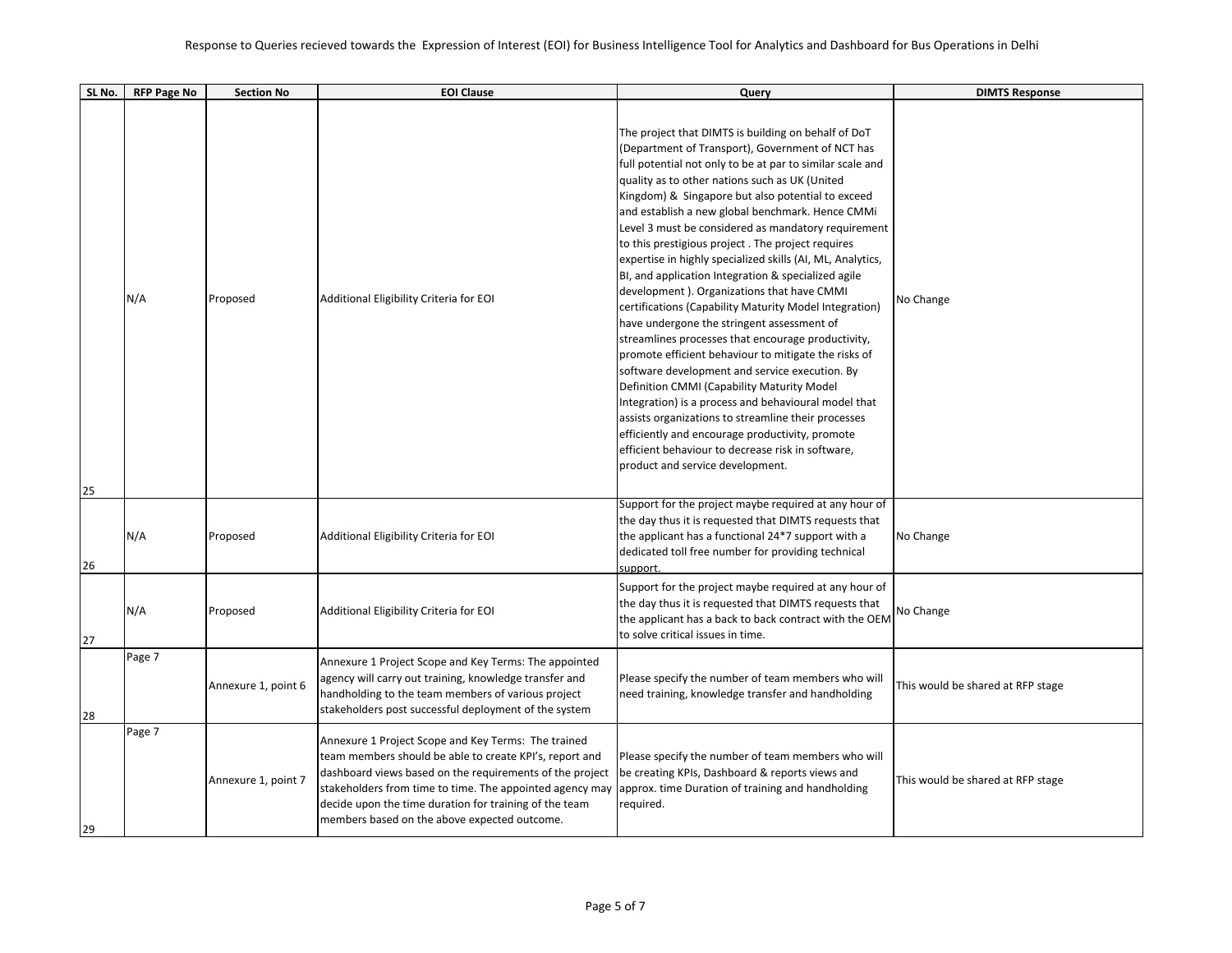Response to Queries recieved towards the Expression of Interest (EOI) for Business Intelligence Tool for Analytics and Dashboard for Bus Operations in Delhi

| SL No. | RFP Page No | Section No | EOI Clause | Query | DIMTS Response |
|---|---|---|---|---|---|
| 25 | N/A | Proposed | Additional Eligibility Criteria for EOI | The project that DIMTS is building on behalf of DoT (Department of Transport), Government of NCT has full potential not only to be at par to similar scale and quality as to other nations such as UK (United Kingdom) & Singapore but also potential to exceed and establish a new global benchmark. Hence CMMi Level 3 must be considered as mandatory requirement to this prestigious project . The project requires expertise in highly specialized skills (AI, ML, Analytics, BI, and application Integration & specialized agile development ). Organizations that have CMMI certifications (Capability Maturity Model Integration) have undergone the stringent assessment of streamlines processes that encourage productivity, promote efficient behaviour to mitigate the risks of software development and service execution. By Definition CMMI (Capability Maturity Model Integration) is a process and behavioural model that assists organizations to streamline their processes efficiently and encourage productivity, promote efficient behaviour to decrease risk in software, product and service development. | No Change |
| 26 | N/A | Proposed | Additional Eligibility Criteria for EOI | Support for the project maybe required at any hour of the day thus it is requested that DIMTS requests that the applicant has a functional 24*7 support with a dedicated toll free number for providing technical support. | No Change |
| 27 | N/A | Proposed | Additional Eligibility Criteria for EOI | Support for the project maybe required at any hour of the day thus it is requested that DIMTS requests that the applicant has a back to back contract with the OEM to solve critical issues in time. | No Change |
| 28 | Page 7 | Annexure 1, point 6 | Annexure 1 Project Scope and Key Terms: The appointed agency will carry out training, knowledge transfer and handholding to the team members of various project stakeholders post successful deployment of the system | Please specify the number of team members who will need training, knowledge transfer and handholding | This would be shared at RFP stage |
| 29 | Page 7 | Annexure 1, point 7 | Annexure 1 Project Scope and Key Terms: The trained team members should be able to create KPI's, report and dashboard views based on the requirements of the project stakeholders from time to time. The appointed agency may decide upon the time duration for training of the team members based on the above expected outcome. | Please specify the number of team members who will be creating KPIs, Dashboard & reports views and approx. time Duration of training and handholding required. | This would be shared at RFP stage |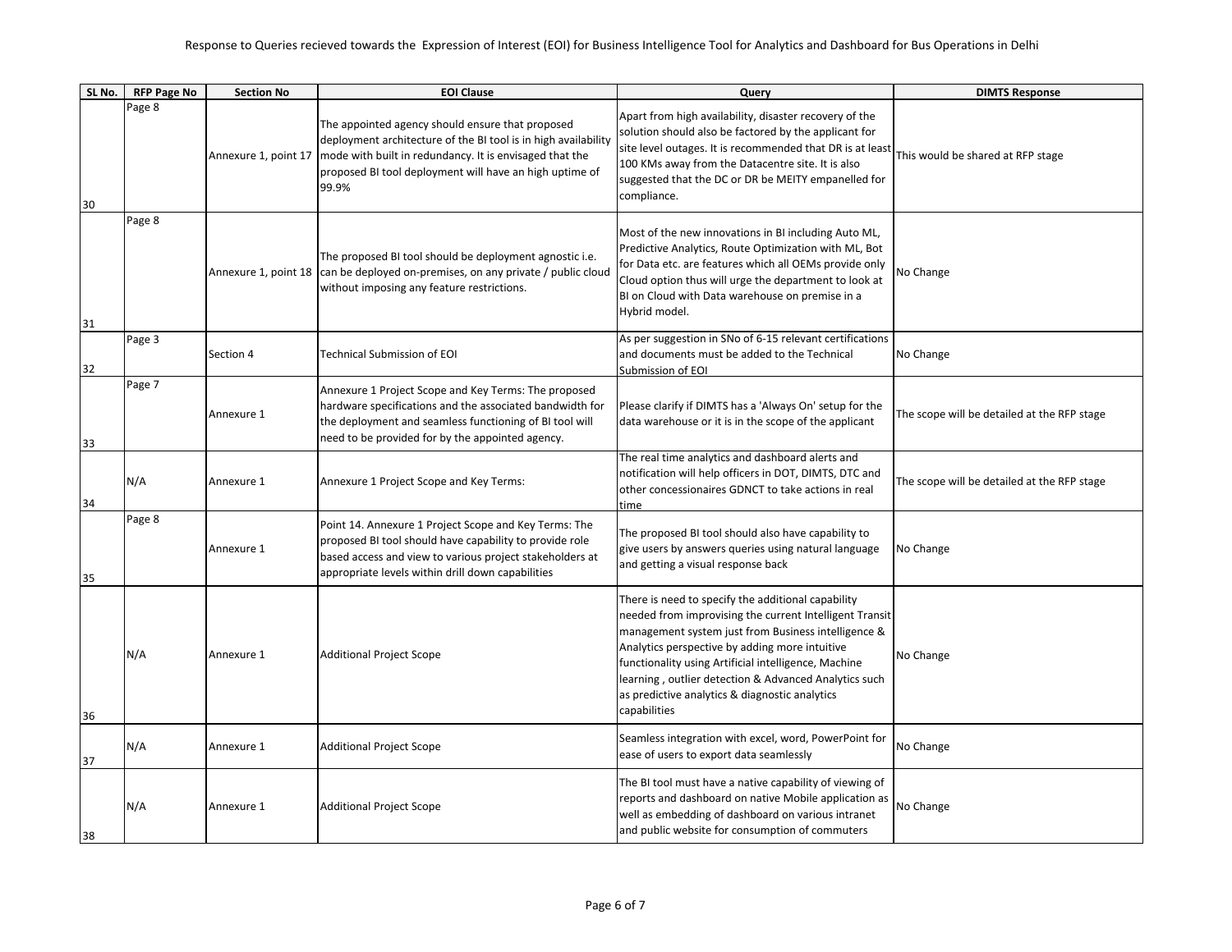Response to Queries recieved towards the Expression of Interest (EOI) for Business Intelligence Tool for Analytics and Dashboard for Bus Operations in Delhi

| SL No. | RFP Page No | Section No | EOI Clause | Query | DIMTS Response |
|---|---|---|---|---|---|
| 30 | Page 8 | Annexure 1, point 17 | The appointed agency should ensure that proposed deployment architecture of the BI tool is in high availability mode with built in redundancy. It is envisaged that the proposed BI tool deployment will have an high uptime of 99.9% | Apart from high availability, disaster recovery of the solution should also be factored by the applicant for site level outages. It is recommended that DR is at least 100 KMs away from the Datacentre site. It is also suggested that the DC or DR be MEITY empanelled for compliance. | This would be shared at RFP stage |
| 31 | Page 8 | Annexure 1, point 18 | The proposed BI tool should be deployment agnostic i.e. can be deployed on-premises, on any private / public cloud without imposing any feature restrictions. | Most of the new innovations in BI including Auto ML, Predictive Analytics, Route Optimization with ML, Bot for Data etc. are features which all OEMs provide only Cloud option thus will urge the department to look at BI on Cloud with Data warehouse on premise in a Hybrid model. | No Change |
| 32 | Page 3 | Section 4 | Technical Submission of EOI | As per suggestion in SNo of 6-15 relevant certifications and documents must be added to the Technical Submission of EOI | No Change |
| 33 | Page 7 | Annexure 1 | Annexure 1 Project Scope and Key Terms: The proposed hardware specifications and the associated bandwidth for the deployment and seamless functioning of BI tool will need to be provided for by the appointed agency. | Please clarify if DIMTS has a 'Always On' setup for the data warehouse or it is in the scope of the applicant | The scope will be detailed at the RFP stage |
| 34 | N/A | Annexure 1 | Annexure 1 Project Scope and Key Terms: | The real time analytics and dashboard alerts and notification will help officers in DOT, DIMTS, DTC and other concessionaires GDNCT to take actions in real time | The scope will be detailed at the RFP stage |
| 35 | Page 8 | Annexure 1 | Point 14. Annexure 1 Project Scope and Key Terms: The proposed BI tool should have capability to provide role based access and view to various project stakeholders at appropriate levels within drill down capabilities | The proposed BI tool should also have capability to give users by answers queries using natural language and getting a visual response back | No Change |
| 36 | N/A | Annexure 1 | Additional Project Scope | There is need to specify the additional capability needed from improvising the current Intelligent Transit management system just from Business intelligence & Analytics perspective by adding more intuitive functionality using Artificial intelligence, Machine learning , outlier detection & Advanced Analytics such as predictive analytics & diagnostic analytics capabilities | No Change |
| 37 | N/A | Annexure 1 | Additional Project Scope | Seamless integration with excel, word, PowerPoint for ease of users to export data seamlessly | No Change |
| 38 | N/A | Annexure 1 | Additional Project Scope | The BI tool must have a native capability of viewing of reports and dashboard on native Mobile application as well as embedding of dashboard on various intranet and public website for consumption of commuters | No Change |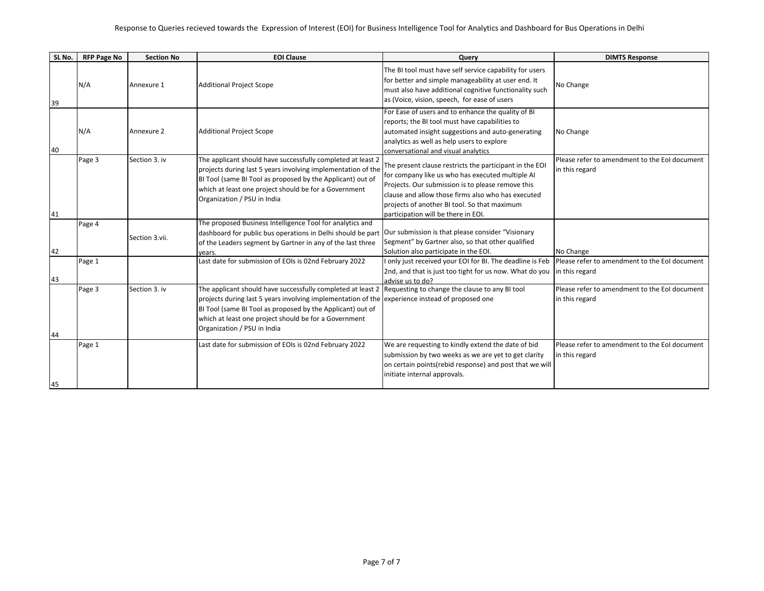Response to Queries recieved towards the Expression of Interest (EOI) for Business Intelligence Tool for Analytics and Dashboard for Bus Operations in Delhi

| SL No. | RFP Page No | Section No | EOI Clause | Query | DIMTS Response |
|---|---|---|---|---|---|
| 39 | N/A | Annexure 1 | Additional Project Scope | The BI tool must have self service capability for users for better and simple manageability at user end. It must also have additional cognitive functionality such as (Voice, vision, speech, for ease of users | No Change |
| 40 | N/A | Annexure 2 | Additional Project Scope | For Ease of users and to enhance the quality of BI reports; the BI tool must have capabilities to automated insight suggestions and auto-generating analytics as well as help users to explore conversational and visual analytics | No Change |
| 41 | Page 3 | Section 3. iv | The applicant should have successfully completed at least 2 projects during last 5 years involving implementation of the BI Tool (same BI Tool as proposed by the Applicant) out of which at least one project should be for a Government Organization / PSU in India | The present clause restricts the participant in the EOI for company like us who has executed multiple AI Projects. Our submission is to please remove this clause and allow those firms also who has executed projects of another BI tool. So that maximum participation will be there in EOI. | Please refer to amendment to the EoI document in this regard |
| 42 | Page 4 | Section 3.vii. | The proposed Business Intelligence Tool for analytics and dashboard for public bus operations in Delhi should be part of the Leaders segment by Gartner in any of the last three years. | Our submission is that please consider "Visionary Segment" by Gartner also, so that other qualified Solution also participate in the EOI. | No Change |
| 43 | Page 1 | | Last date for submission of EOIs is 02nd February 2022 | I only just received your EOI for BI. The deadline is Feb 2nd, and that is just too tight for us now. What do you advise us to do? | Please refer to amendment to the EoI document in this regard |
| 44 | Page 3 | Section 3. iv | The applicant should have successfully completed at least 2 projects during last 5 years involving implementation of the BI Tool (same BI Tool as proposed by the Applicant) out of which at least one project should be for a Government Organization / PSU in India | Requesting to change the clause to any BI tool experience instead of proposed one | Please refer to amendment to the EoI document in this regard |
| 45 | Page 1 | | Last date for submission of EOIs is 02nd February 2022 | We are requesting to kindly extend the date of bid submission by two weeks as we are yet to get clarity on certain points(rebid response) and post that we will initiate internal approvals. | Please refer to amendment to the EoI document in this regard |